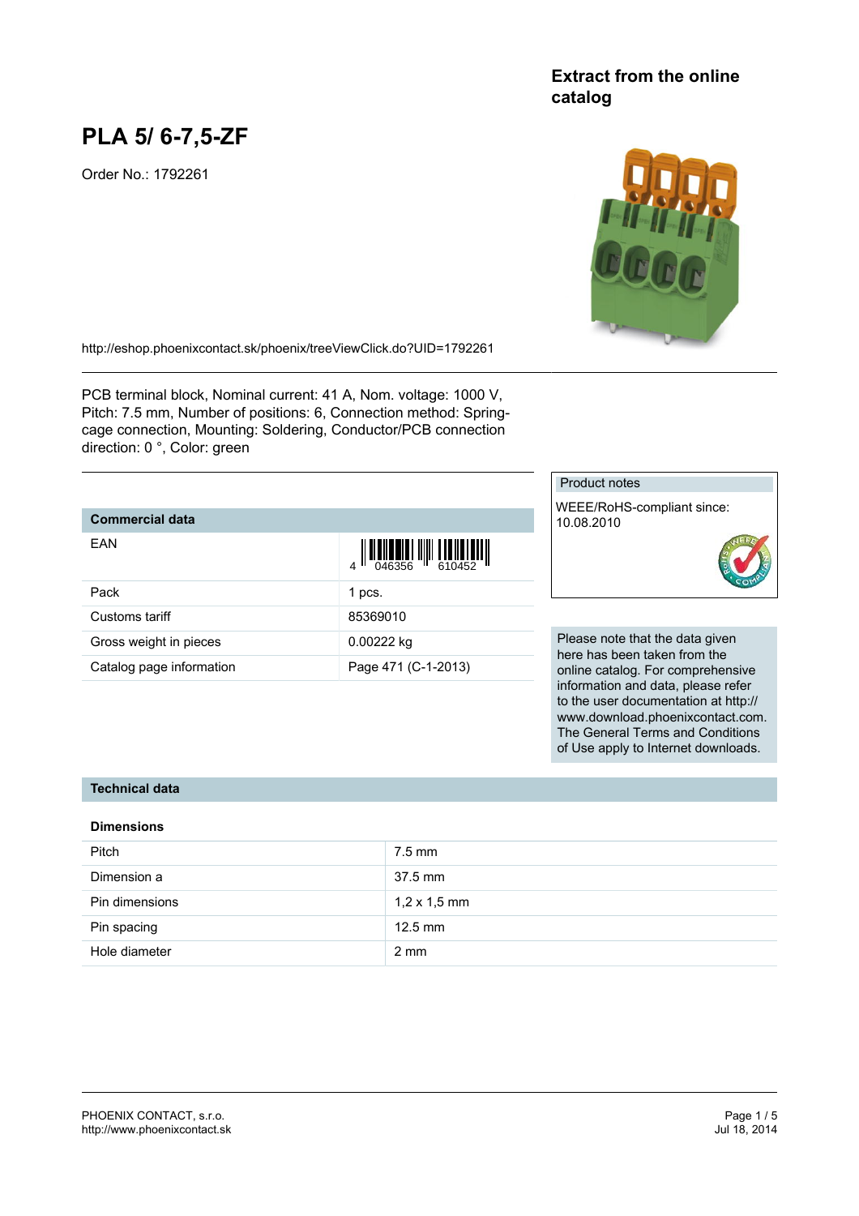**Extract from the online catalog**

# PLA 5/ 6-7,5-ZF

Order No.: 1792261

http://eshop.phoenixcontact.sk/phoenix/treeViewClick.do?UID=1792261

PCB terminal block, Nominal current: 41 A, Nom. voltage: 1000 V, Pitch: 7.5 mm, Number of positions: 6, Connection method: Spring-cage connection, Mounting: Soldering, Conductor/PCB connection direction: 0 °, Color: green

**Product notes**

WEEE/RoHS-compliant since: 10.08.2010

## Commercial data

| | |
|---|---|
| EAN | 4 046356 610452 |
| Pack | 1 pcs. |
| Customs tariff | 85369010 |
| Gross weight in pieces | 0.00222 kg |
| Catalog page information | Page 471 (C-1-2013) |

Please note that the data given here has been taken from the online catalog. For comprehensive information and data, please refer to the user documentation at http://www.download.phoenixcontact.com. The General Terms and Conditions of Use apply to Internet downloads.

## Technical data

### Dimensions

| | |
|---|---|
| Pitch | 7.5 mm |
| Dimension a | 37.5 mm |
| Pin dimensions | 1,2 x 1,5 mm |
| Pin spacing | 12.5 mm |
| Hole diameter | 2 mm |

PHOENIX CONTACT, s.r.o.
http://www.phoenixcontact.sk

Jul 18, 2014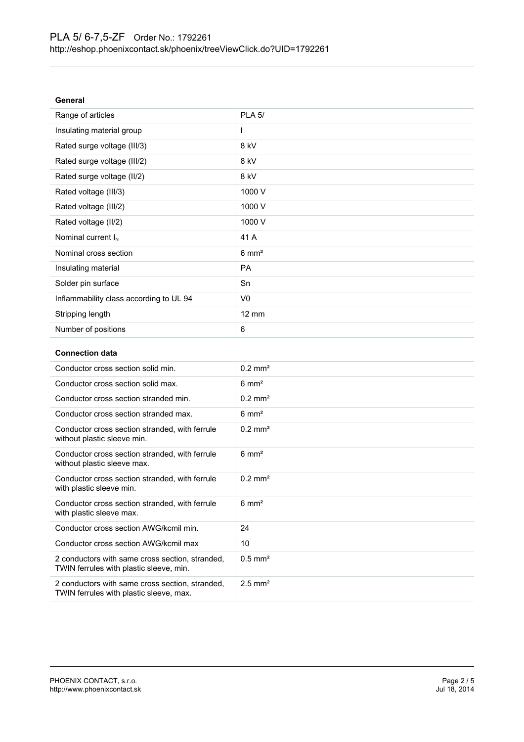### General

| | |
|---|---|
| Range of articles | PLA 5/ |
| Insulating material group | I |
| Rated surge voltage (III/3) | 8 kV |
| Rated surge voltage (III/2) | 8 kV |
| Rated surge voltage (II/2) | 8 kV |
| Rated voltage (III/3) | 1000 V |
| Rated voltage (III/2) | 1000 V |
| Rated voltage (II/2) | 1000 V |
| Nominal current $I_N$ | 41 A |
| Nominal cross section | 6 mm² |
| Insulating material | PA |
| Solder pin surface | Sn |
| Inflammability class according to UL 94 | V0 |
| Stripping length | 12 mm |
| Number of positions | 6 |

### Connection data

| | |
|---|---|
| Conductor cross section solid min. | 0.2 mm² |
| Conductor cross section solid max. | 6 mm² |
| Conductor cross section stranded min. | 0.2 mm² |
| Conductor cross section stranded max. | 6 mm² |
| Conductor cross section stranded, with ferrule without plastic sleeve min. | 0.2 mm² |
| Conductor cross section stranded, with ferrule without plastic sleeve max. | 6 mm² |
| Conductor cross section stranded, with ferrule with plastic sleeve min. | 0.2 mm² |
| Conductor cross section stranded, with ferrule with plastic sleeve max. | 6 mm² |
| Conductor cross section AWG/kcmil min. | 24 |
| Conductor cross section AWG/kcmil max | 10 |
| 2 conductors with same cross section, stranded, TWIN ferrules with plastic sleeve, min. | 0.5 mm² |
| 2 conductors with same cross section, stranded, TWIN ferrules with plastic sleeve, max. | 2.5 mm² |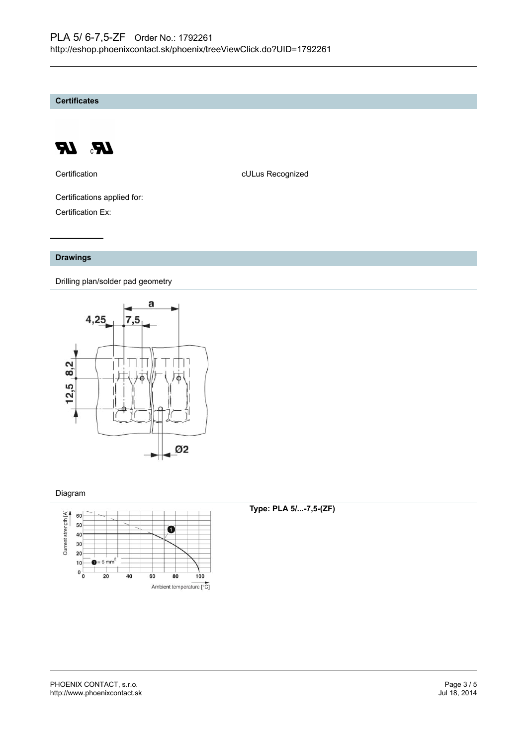## Certificates

| Certification | cULus Recognized |
|---|---|

Certifications applied for:

Certification Ex:

## Drawings

Drilling plan/solder pad geometry

Diagram

**Type: PLA 5/...-7,5-(ZF)**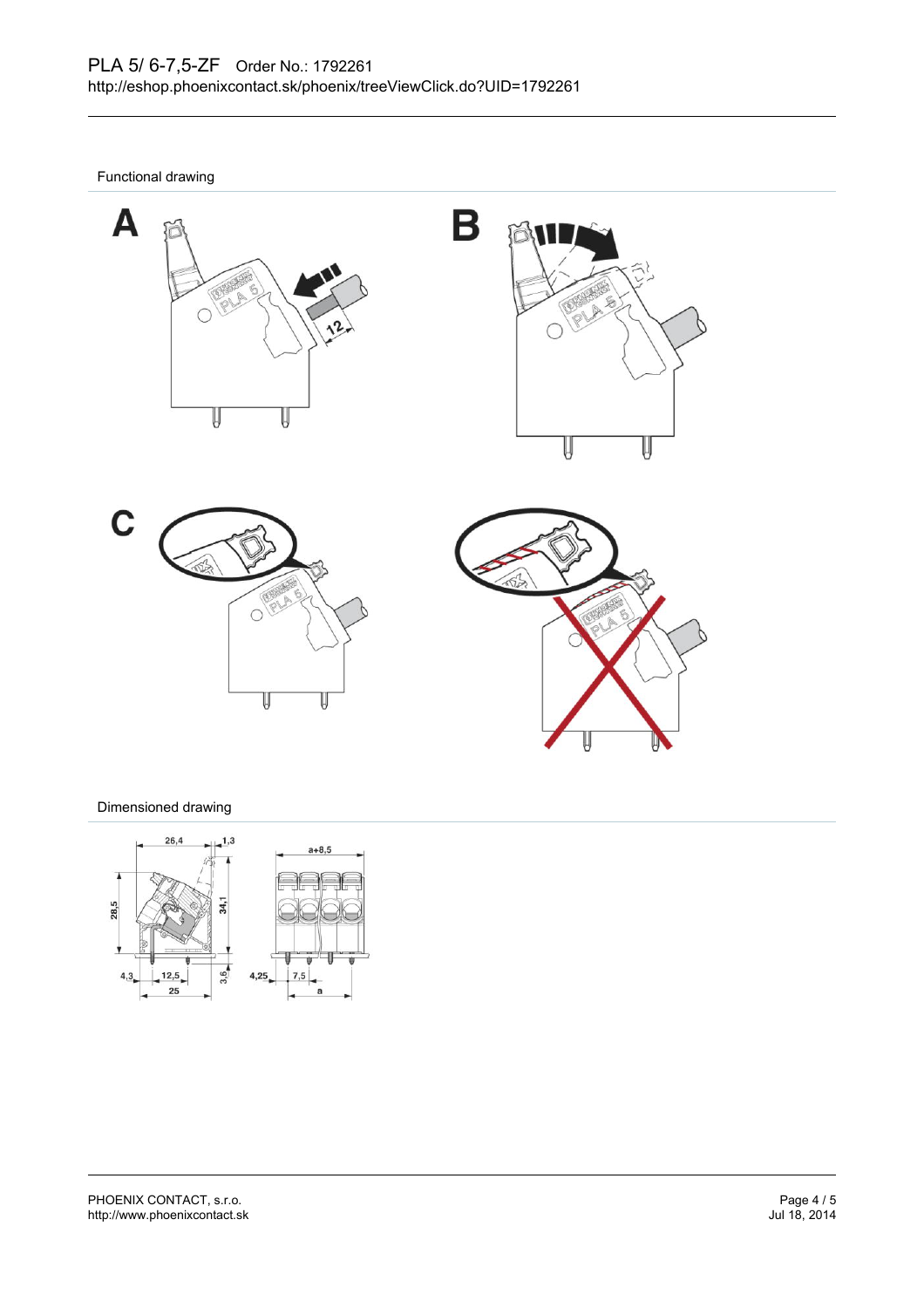Functional drawing

Dimensioned drawing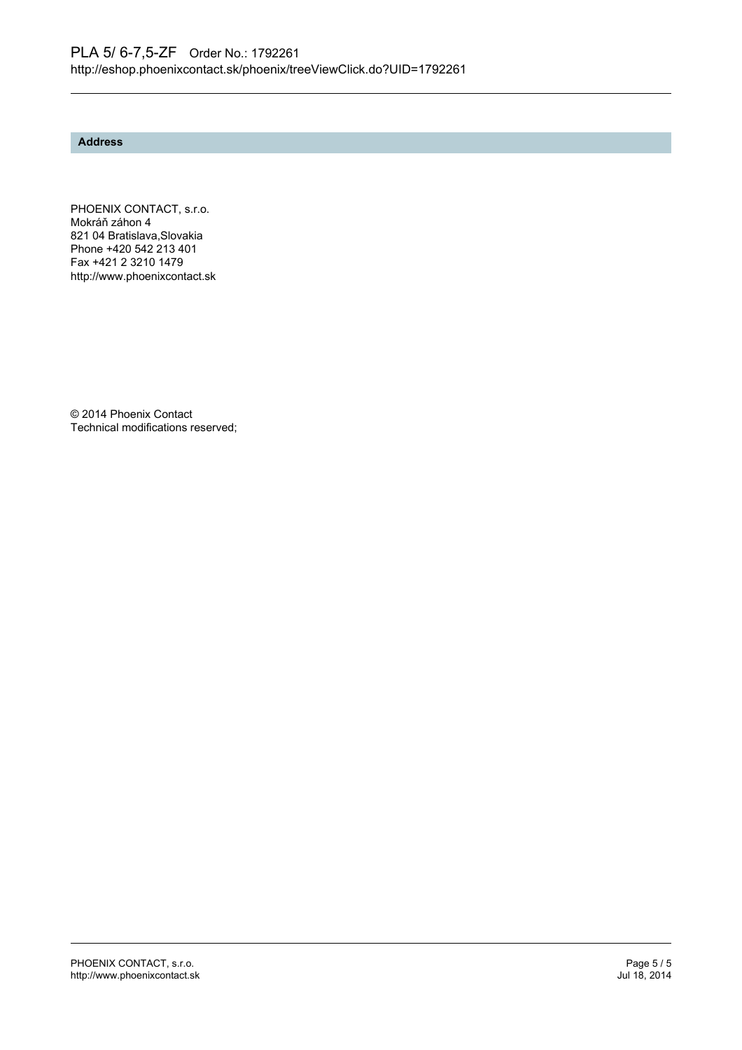## Address

PHOENIX CONTACT, s.r.o.
Mokráň záhon 4
821 04 Bratislava,Slovakia
Phone +420 542 213 401
Fax +421 2 3210 1479
http://www.phoenixcontact.sk

© 2014 Phoenix Contact
Technical modifications reserved;